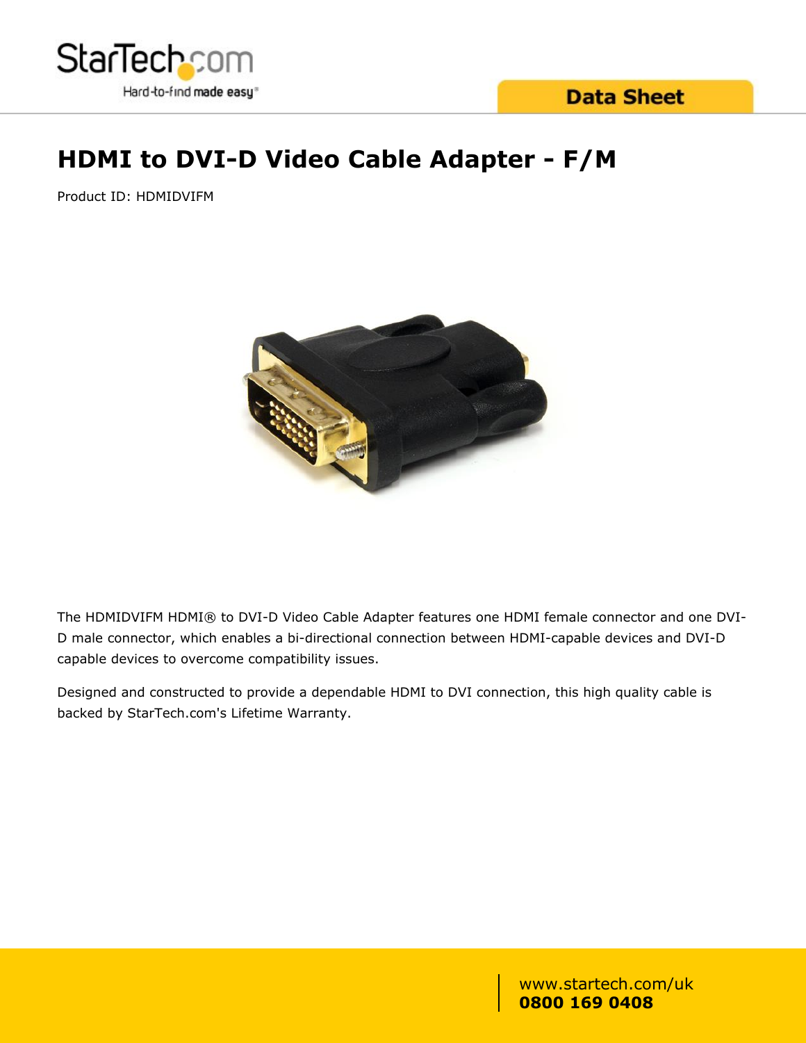# HDMI to DVI-D Video Cable Adapter - F/M

Product ID: HDMIDVIFM

The HDMIDVIFM HDMI® to DVI-D Video Cable Adapter features one HDMI female connector and one DVI-D male connector, which enables a bi-directional connection between HDMI-capable devices and DVI-D capable devices to overcome compatibility issues.

Designed and constructed to provide a dependable HDMI to DVI connection, this high quality cable is backed by StarTech.com's Lifetime Warranty.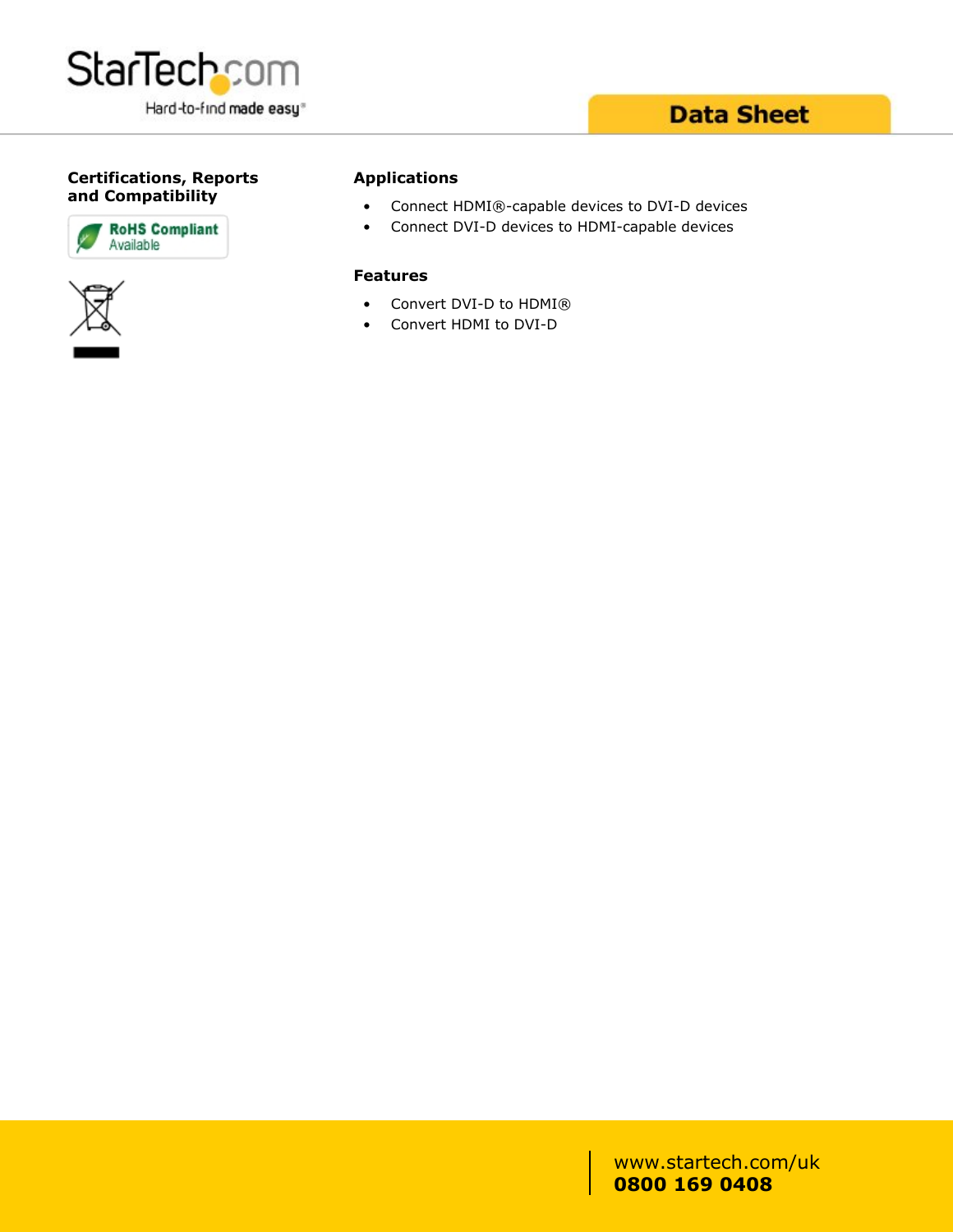## Certifications, Reports and Compatibility

RoHS Compliant Available

## Applications

- Connect HDMI®-capable devices to DVI-D devices
- Connect DVI-D devices to HDMI-capable devices

## Features

- Convert DVI-D to HDMI®
- Convert HDMI to DVI-D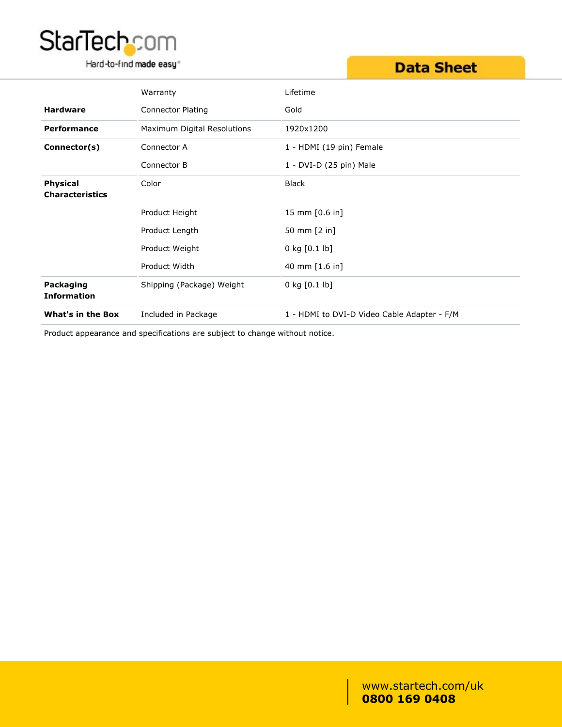| | | |
|---|---|---|
| | Warranty | Lifetime |
| **Hardware** | Connector Plating | Gold |
| **Performance** | Maximum Digital Resolutions | 1920x1200 |
| **Connector(s)** | Connector A | 1 - HDMI (19 pin) Female |
| | Connector B | 1 - DVI-D (25 pin) Male |
| **Physical Characteristics** | Color | Black |
| | Product Height | 15 mm [0.6 in] |
| | Product Length | 50 mm [2 in] |
| | Product Weight | 0 kg [0.1 lb] |
| | Product Width | 40 mm [1.6 in] |
| **Packaging Information** | Shipping (Package) Weight | 0 kg [0.1 lb] |
| **What's in the Box** | Included in Package | 1 - HDMI to DVI-D Video Cable Adapter - F/M |

Product appearance and specifications are subject to change without notice.

www.startech.com/uk
**0800 169 0408**